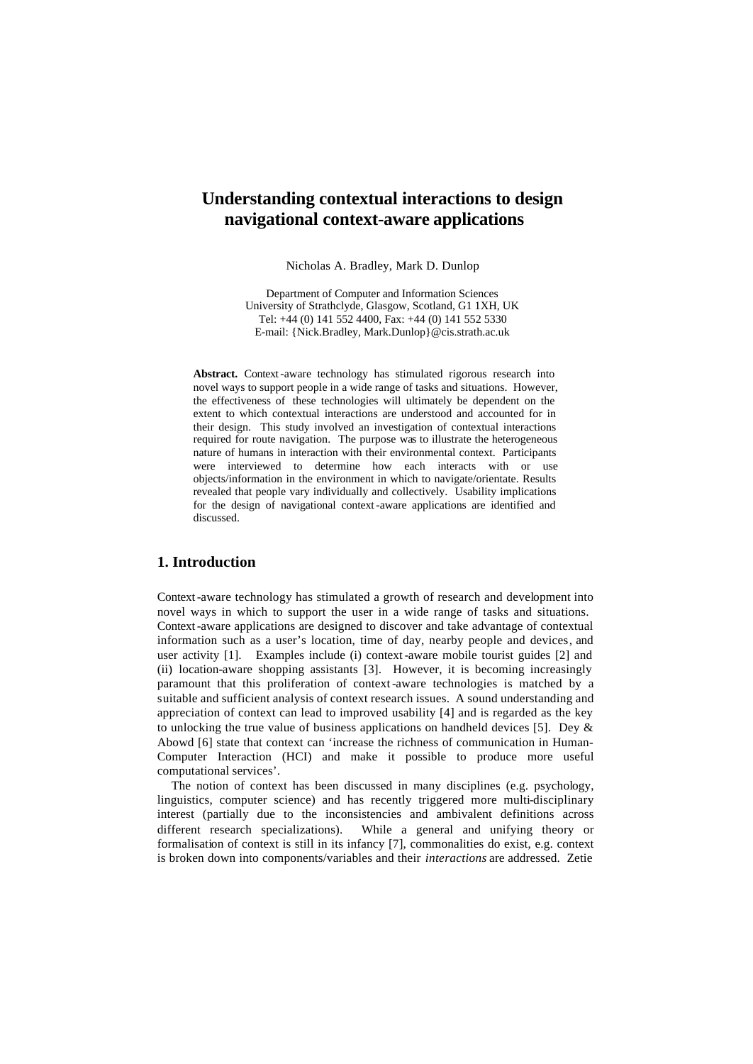# Understanding contextual interactions to design navigational context-aware applications

Nicholas A. Bradley, Mark D. Dunlop

Department of Computer and Information Sciences
University of Strathclyde, Glasgow, Scotland, G1 1XH, UK
Tel: +44 (0) 141 552 4400, Fax: +44 (0) 141 552 5330
E-mail: {Nick.Bradley, Mark.Dunlop}@cis.strath.ac.uk

**Abstract.** Context-aware technology has stimulated rigorous research into novel ways to support people in a wide range of tasks and situations. However, the effectiveness of these technologies will ultimately be dependent on the extent to which contextual interactions are understood and accounted for in their design. This study involved an investigation of contextual interactions required for route navigation. The purpose was to illustrate the heterogeneous nature of humans in interaction with their environmental context. Participants were interviewed to determine how each interacts with or use objects/information in the environment in which to navigate/orientate. Results revealed that people vary individually and collectively. Usability implications for the design of navigational context-aware applications are identified and discussed.

## 1. Introduction

Context-aware technology has stimulated a growth of research and development into novel ways in which to support the user in a wide range of tasks and situations. Context-aware applications are designed to discover and take advantage of contextual information such as a user's location, time of day, nearby people and devices, and user activity [1]. Examples include (i) context-aware mobile tourist guides [2] and (ii) location-aware shopping assistants [3]. However, it is becoming increasingly paramount that this proliferation of context-aware technologies is matched by a suitable and sufficient analysis of context research issues. A sound understanding and appreciation of context can lead to improved usability [4] and is regarded as the key to unlocking the true value of business applications on handheld devices [5]. Dey & Abowd [6] state that context can 'increase the richness of communication in Human-Computer Interaction (HCI) and make it possible to produce more useful computational services'.

The notion of context has been discussed in many disciplines (e.g. psychology, linguistics, computer science) and has recently triggered more multi-disciplinary interest (partially due to the inconsistencies and ambivalent definitions across different research specializations). While a general and unifying theory or formalisation of context is still in its infancy [7], commonalities do exist, e.g. context is broken down into components/variables and their *interactions* are addressed. Zetie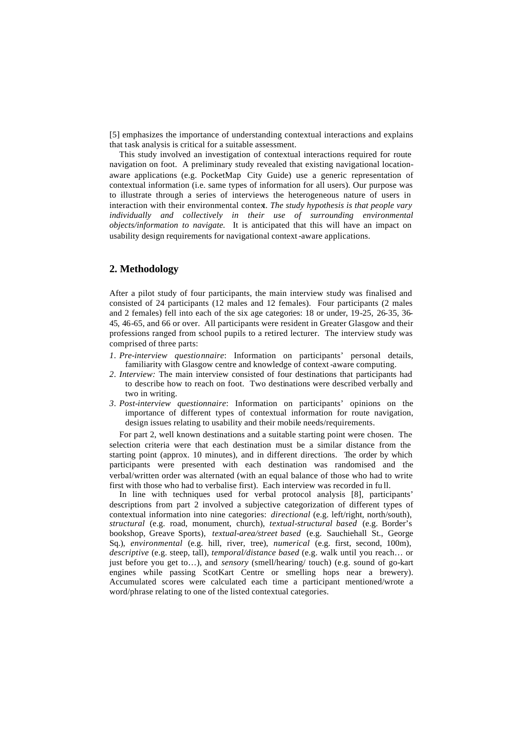[5] emphasizes the importance of understanding contextual interactions and explains that task analysis is critical for a suitable assessment.

This study involved an investigation of contextual interactions required for route navigation on foot. A preliminary study revealed that existing navigational location-aware applications (e.g. PocketMap City Guide) use a generic representation of contextual information (i.e. same types of information for all users). Our purpose was to illustrate through a series of interviews the heterogeneous nature of users in interaction with their environmental context. *The study hypothesis is that people vary individually and collectively in their use of surrounding environmental objects/information to navigate.* It is anticipated that this will have an impact on usability design requirements for navigational context-aware applications.

## 2. Methodology

After a pilot study of four participants, the main interview study was finalised and consisted of 24 participants (12 males and 12 females). Four participants (2 males and 2 females) fell into each of the six age categories: 18 or under, 19-25, 26-35, 36-45, 46-65, and 66 or over. All participants were resident in Greater Glasgow and their professions ranged from school pupils to a retired lecturer. The interview study was comprised of three parts:

1. *Pre-interview questionnaire*: Information on participants' personal details, familiarity with Glasgow centre and knowledge of context-aware computing.
2. *Interview:* The main interview consisted of four destinations that participants had to describe how to reach on foot. Two destinations were described verbally and two in writing.
3. *Post-interview questionnaire*: Information on participants' opinions on the importance of different types of contextual information for route navigation, design issues relating to usability and their mobile needs/requirements.

For part 2, well known destinations and a suitable starting point were chosen. The selection criteria were that each destination must be a similar distance from the starting point (approx. 10 minutes), and in different directions. The order by which participants were presented with each destination was randomised and the verbal/written order was alternated (with an equal balance of those who had to write first with those who had to verbalise first). Each interview was recorded in full.

In line with techniques used for verbal protocol analysis [8], participants' descriptions from part 2 involved a subjective categorization of different types of contextual information into nine categories: *directional* (e.g. left/right, north/south), *structural* (e.g. road, monument, church), *textual-structural based* (e.g. Border's bookshop, Greave Sports), *textual-area/street based* (e.g. Sauchiehall St., George Sq.), *environmental* (e.g. hill, river, tree), *numerical* (e.g. first, second, 100m), *descriptive* (e.g. steep, tall), *temporal/distance based* (e.g. walk until you reach… or just before you get to…), and *sensory* (smell/hearing/ touch) (e.g. sound of go-kart engines while passing ScotKart Centre or smelling hops near a brewery). Accumulated scores were calculated each time a participant mentioned/wrote a word/phrase relating to one of the listed contextual categories.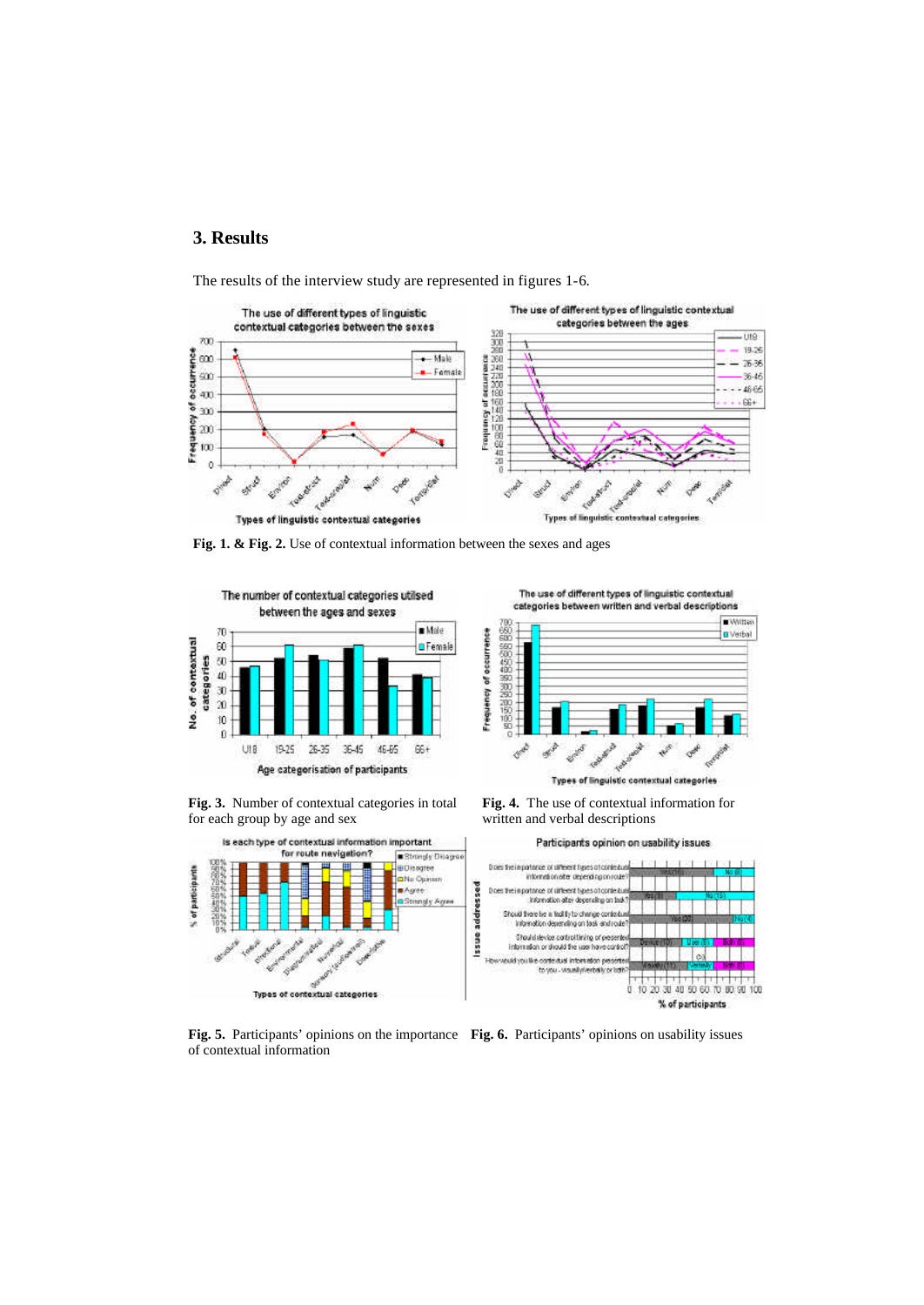## 3. Results

The results of the interview study are represented in figures 1-6.

**Fig. 1. & Fig. 2.** Use of contextual information between the sexes and ages

**Fig. 3.** Number of contextual categories in total for each group by age and sex

**Fig. 4.** The use of contextual information for written and verbal descriptions

**Fig. 5.** Participants' opinions on the importance of contextual information

**Fig. 6.** Participants' opinions on usability issues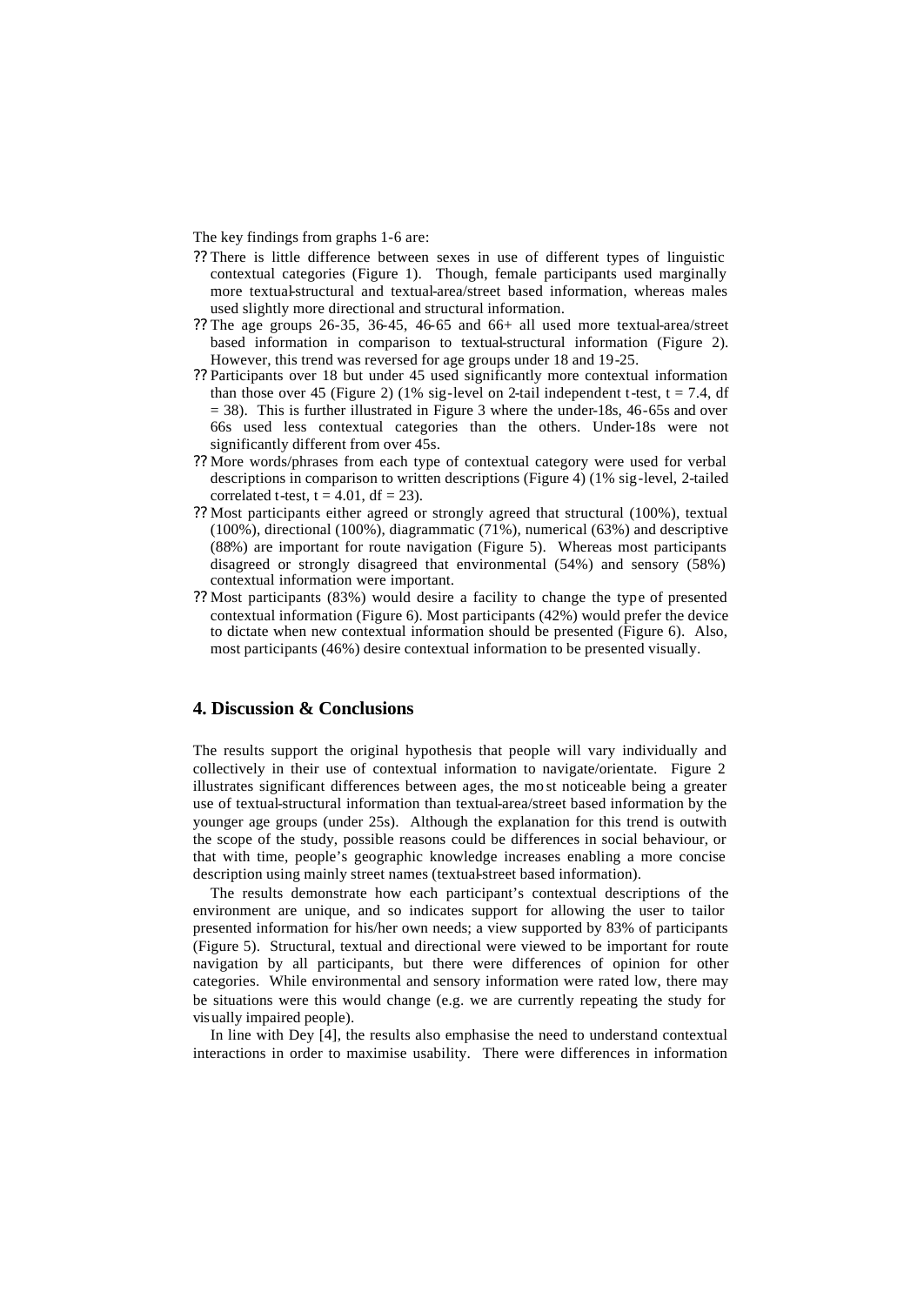The key findings from graphs 1-6 are:

- There is little difference between sexes in use of different types of linguistic contextual categories (Figure 1). Though, female participants used marginally more textual-structural and textual-area/street based information, whereas males used slightly more directional and structural information.
- The age groups 26-35, 36-45, 46-65 and 66+ all used more textual-area/street based information in comparison to textual-structural information (Figure 2). However, this trend was reversed for age groups under 18 and 19-25.
- Participants over 18 but under 45 used significantly more contextual information than those over 45 (Figure 2) (1% sig-level on 2-tail independent t-test, $t = 7.4$, $df = 38$). This is further illustrated in Figure 3 where the under-18s, 46-65s and over 66s used less contextual categories than the others. Under-18s were not significantly different from over 45s.
- More words/phrases from each type of contextual category were used for verbal descriptions in comparison to written descriptions (Figure 4) (1% sig-level, 2-tailed correlated t-test, $t = 4.01$, $df = 23$).
- Most participants either agreed or strongly agreed that structural (100%), textual (100%), directional (100%), diagrammatic (71%), numerical (63%) and descriptive (88%) are important for route navigation (Figure 5). Whereas most participants disagreed or strongly disagreed that environmental (54%) and sensory (58%) contextual information were important.
- Most participants (83%) would desire a facility to change the type of presented contextual information (Figure 6). Most participants (42%) would prefer the device to dictate when new contextual information should be presented (Figure 6). Also, most participants (46%) desire contextual information to be presented visually.

## 4. Discussion & Conclusions

The results support the original hypothesis that people will vary individually and collectively in their use of contextual information to navigate/orientate. Figure 2 illustrates significant differences between ages, the most noticeable being a greater use of textual-structural information than textual-area/street based information by the younger age groups (under 25s). Although the explanation for this trend is outwith the scope of the study, possible reasons could be differences in social behaviour, or that with time, people's geographic knowledge increases enabling a more concise description using mainly street names (textual-street based information).

The results demonstrate how each participant's contextual descriptions of the environment are unique, and so indicates support for allowing the user to tailor presented information for his/her own needs; a view supported by 83% of participants (Figure 5). Structural, textual and directional were viewed to be important for route navigation by all participants, but there were differences of opinion for other categories. While environmental and sensory information were rated low, there may be situations were this would change (e.g. we are currently repeating the study for visually impaired people).

In line with Dey [4], the results also emphasise the need to understand contextual interactions in order to maximise usability. There were differences in information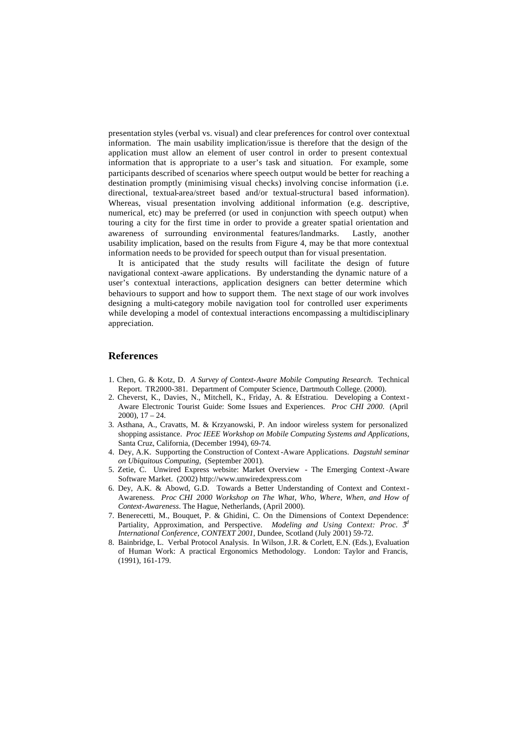presentation styles (verbal vs. visual) and clear preferences for control over contextual information. The main usability implication/issue is therefore that the design of the application must allow an element of user control in order to present contextual information that is appropriate to a user's task and situation. For example, some participants described of scenarios where speech output would be better for reaching a destination promptly (minimising visual checks) involving concise information (i.e. directional, textual-area/street based and/or textual-structural based information). Whereas, visual presentation involving additional information (e.g. descriptive, numerical, etc) may be preferred (or used in conjunction with speech output) when touring a city for the first time in order to provide a greater spatial orientation and awareness of surrounding environmental features/landmarks. Lastly, another usability implication, based on the results from Figure 4, may be that more contextual information needs to be provided for speech output than for visual presentation.

It is anticipated that the study results will facilitate the design of future navigational context-aware applications. By understanding the dynamic nature of a user's contextual interactions, application designers can better determine which behaviours to support and how to support them. The next stage of our work involves designing a multi-category mobile navigation tool for controlled user experiments while developing a model of contextual interactions encompassing a multidisciplinary appreciation.

## References

1. Chen, G. & Kotz, D. *A Survey of Context-Aware Mobile Computing Research*. Technical Report. TR2000-381. Department of Computer Science, Dartmouth College. (2000).
2. Cheverst, K., Davies, N., Mitchell, K., Friday, A. & Efstratiou. Developing a Context-Aware Electronic Tourist Guide: Some Issues and Experiences. *Proc CHI 2000*. (April 2000), 17 – 24.
3. Asthana, A., Cravatts, M. & Krzyanowski, P. An indoor wireless system for personalized shopping assistance. *Proc IEEE Workshop on Mobile Computing Systems and Applications*, Santa Cruz, California, (December 1994), 69-74.
4. Dey, A.K. Supporting the Construction of Context-Aware Applications. *Dagstuhl seminar on Ubiquitous Computing*, (September 2001).
5. Zetie, C. Unwired Express website: Market Overview - The Emerging Context-Aware Software Market. (2002) http://www.unwiredexpress.com
6. Dey, A.K. & Abowd, G.D. Towards a Better Understanding of Context and Context-Awareness. *Proc CHI 2000 Workshop on The What, Who, Where, When, and How of Context-Awareness*. The Hague, Netherlands, (April 2000).
7. Benerecetti, M., Bouquet, P. & Ghidini, C. On the Dimensions of Context Dependence: Partiality, Approximation, and Perspective. *Modeling and Using Context: Proc. 3rd International Conference, CONTEXT 2001*, Dundee, Scotland (July 2001) 59-72.
8. Bainbridge, L. Verbal Protocol Analysis. In Wilson, J.R. & Corlett, E.N. (Eds.), Evaluation of Human Work: A practical Ergonomics Methodology. London: Taylor and Francis, (1991), 161-179.